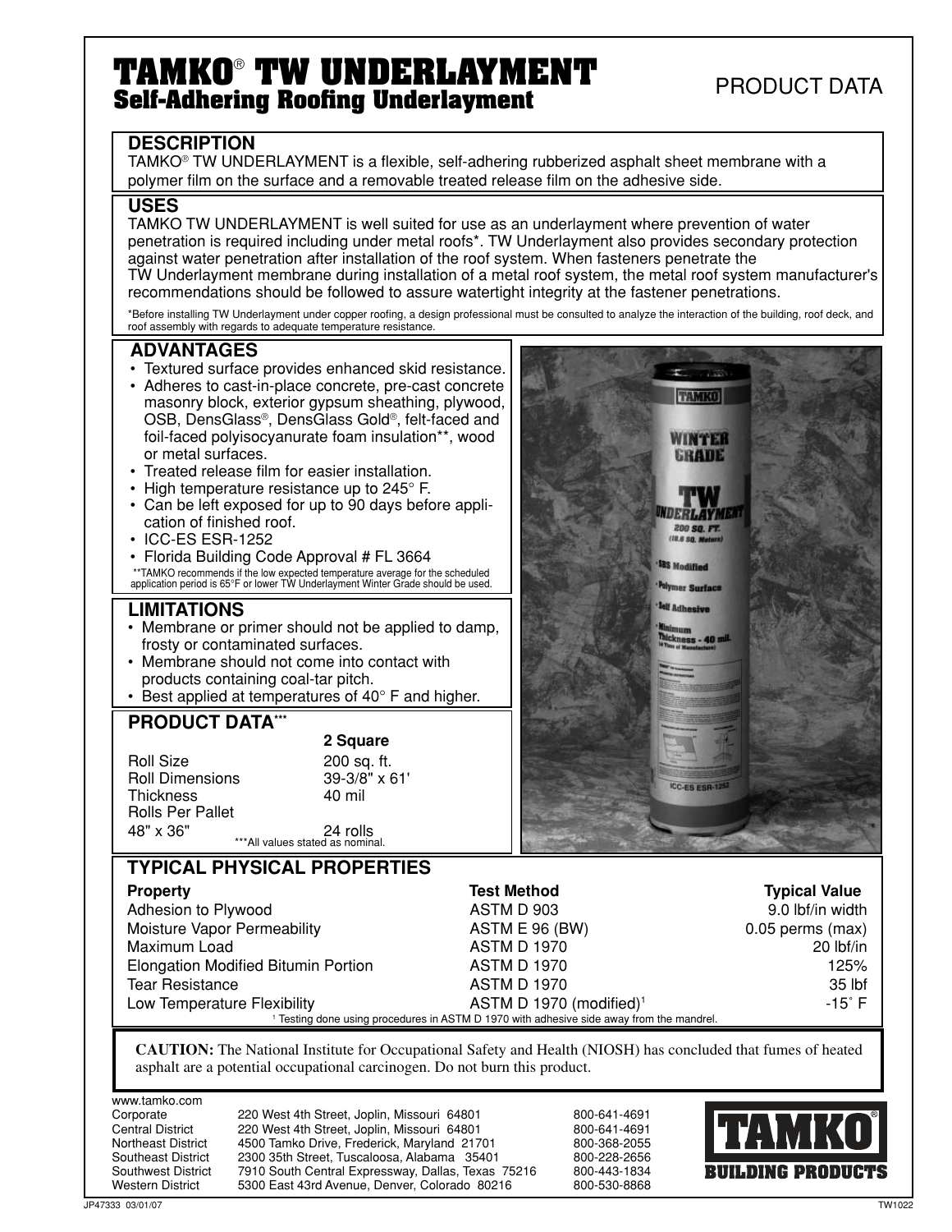# TAMKO® TW UNDERLAYMENT

## Self-Adhering Roofing Underlayment

PRODUCT DATA

### DESCRIPTION

TAMKO® TW UNDERLAYMENT is a flexible, self-adhering rubberized asphalt sheet membrane with a polymer film on the surface and a removable treated release film on the adhesive side.

### USES

TAMKO TW UNDERLAYMENT is well suited for use as an underlayment where prevention of water penetration is required including under metal roofs*. TW Underlayment also provides secondary protection against water penetration after installation of the roof system. When fasteners penetrate the TW Underlayment membrane during installation of a metal roof system, the metal roof system manufacturer's recommendations should be followed to assure watertight integrity at the fastener penetrations.

*Before installing TW Underlayment under copper roofing, a design professional must be consulted to analyze the interaction of the building, roof deck, and roof assembly with regards to adequate temperature resistance.

### ADVANTAGES

- Textured surface provides enhanced skid resistance.
- Adheres to cast-in-place concrete, pre-cast concrete masonry block, exterior gypsum sheathing, plywood, OSB, DensGlass®, DensGlass Gold®, felt-faced and foil-faced polyisocyanurate foam insulation**, wood or metal surfaces.
- Treated release film for easier installation.
- High temperature resistance up to 245° F.
- Can be left exposed for up to 90 days before application of finished roof.
- ICC-ES ESR-1252
- Florida Building Code Approval # FL 3664

**TAMKO recommends if the low expected temperature average for the scheduled application period is 65°F or lower TW Underlayment Winter Grade should be used.

### LIMITATIONS

- Membrane or primer should not be applied to damp, frosty or contaminated surfaces.
- Membrane should not come into contact with products containing coal-tar pitch.
- Best applied at temperatures of 40° F and higher.

### PRODUCT DATA***

| | 2 Square |
|---|---|
| Roll Size | 200 sq. ft. |
| Roll Dimensions | 39-3/8" x 61' |
| Thickness | 40 mil |
| Rolls Per Pallet 48" x 36" | 24 rolls |

***All values stated as nominal.

### TYPICAL PHYSICAL PROPERTIES

| Property | Test Method | Typical Value |
|---|---|---|
| Adhesion to Plywood | ASTM D 903 | 9.0 lbf/in width |
| Moisture Vapor Permeability | ASTM E 96 (BW) | 0.05 perms (max) |
| Maximum Load | ASTM D 1970 | 20 lbf/in |
| Elongation Modified Bitumin Portion | ASTM D 1970 | 125% |
| Tear Resistance | ASTM D 1970 | 35 lbf |
| Low Temperature Flexibility | ASTM D 1970 (modified)[1] | -15˚ F |

[1] Testing done using procedures in ASTM D 1970 with adhesive side away from the mandrel.

**CAUTION:** The National Institute for Occupational Safety and Health (NIOSH) has concluded that fumes of heated asphalt are a potential occupational carcinogen. Do not burn this product.

www.tamko.com

| | | |
|---|---|---|
| Corporate | 220 West 4th Street, Joplin, Missouri 64801 | 800-641-4691 |
| Central District | 220 West 4th Street, Joplin, Missouri 64801 | 800-641-4691 |
| Northeast District | 4500 Tamko Drive, Frederick, Maryland 21701 | 800-368-2055 |
| Southeast District | 2300 35th Street, Tuscaloosa, Alabama 35401 | 800-228-2656 |
| Southwest District | 7910 South Central Expressway, Dallas, Texas 75216 | 800-443-1834 |
| Western District | 5300 East 43rd Avenue, Denver, Colorado 80216 | 800-530-8868 |

TAMKO® BUILDING PRODUCTS

JP47333 03/01/07 TW1022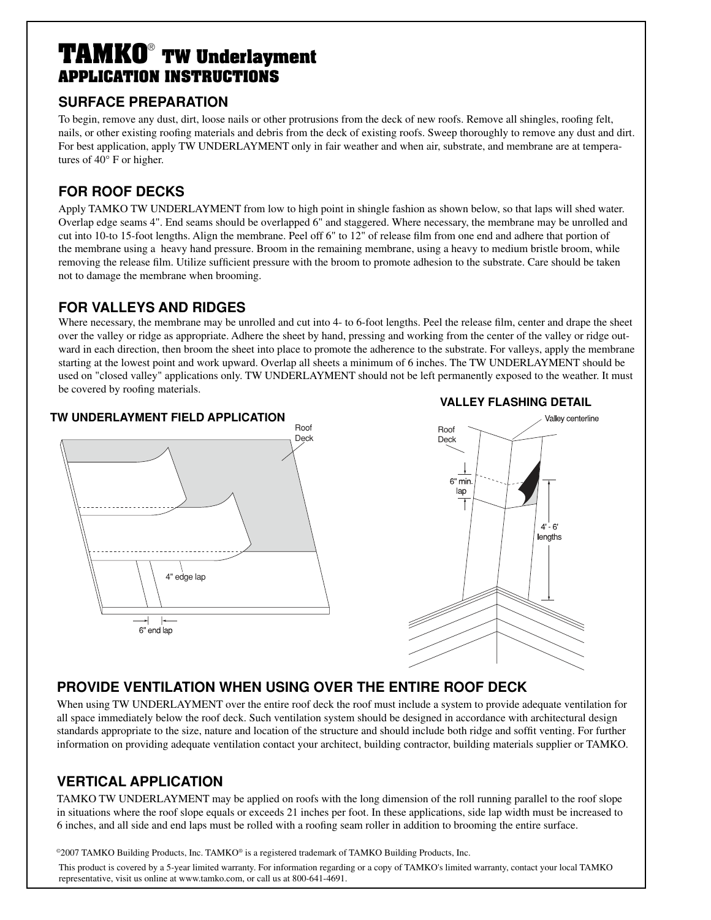# TAMKO® TW Underlayment
## APPLICATION INSTRUCTIONS

### SURFACE PREPARATION

To begin, remove any dust, dirt, loose nails or other protrusions from the deck of new roofs. Remove all shingles, roofing felt, nails, or other existing roofing materials and debris from the deck of existing roofs. Sweep thoroughly to remove any dust and dirt. For best application, apply TW UNDERLAYMENT only in fair weather and when air, substrate, and membrane are at temperatures of 40° F or higher.

### FOR ROOF DECKS

Apply TAMKO TW UNDERLAYMENT from low to high point in shingle fashion as shown below, so that laps will shed water. Overlap edge seams 4". End seams should be overlapped 6" and staggered. Where necessary, the membrane may be unrolled and cut into 10-to 15-foot lengths. Align the membrane. Peel off 6" to 12" of release film from one end and adhere that portion of the membrane using a heavy hand pressure. Broom in the remaining membrane, using a heavy to medium bristle broom, while removing the release film. Utilize sufficient pressure with the broom to promote adhesion to the substrate. Care should be taken not to damage the membrane when brooming.

### FOR VALLEYS AND RIDGES

Where necessary, the membrane may be unrolled and cut into 4- to 6-foot lengths. Peel the release film, center and drape the sheet over the valley or ridge as appropriate. Adhere the sheet by hand, pressing and working from the center of the valley or ridge outward in each direction, then broom the sheet into place to promote the adherence to the substrate. For valleys, apply the membrane starting at the lowest point and work upward. Overlap all sheets a minimum of 6 inches. The TW UNDERLAYMENT should be used on "closed valley" applications only. TW UNDERLAYMENT should not be left permanently exposed to the weather. It must be covered by roofing materials.

**TW UNDERLAYMENT FIELD APPLICATION**

Roof Deck

4" edge lap

6" end lap

**VALLEY FLASHING DETAIL**

Valley centerline

Roof Deck

6" min. lap

4' - 6' lengths

### PROVIDE VENTILATION WHEN USING OVER THE ENTIRE ROOF DECK

When using TW UNDERLAYMENT over the entire roof deck the roof must include a system to provide adequate ventilation for all space immediately below the roof deck. Such ventilation system should be designed in accordance with architectural design standards appropriate to the size, nature and location of the structure and should include both ridge and soffit venting. For further information on providing adequate ventilation contact your architect, building contractor, building materials supplier or TAMKO.

### VERTICAL APPLICATION

TAMKO TW UNDERLAYMENT may be applied on roofs with the long dimension of the roll running parallel to the roof slope in situations where the roof slope equals or exceeds 21 inches per foot. In these applications, side lap width must be increased to 6 inches, and all side and end laps must be rolled with a roofing seam roller in addition to brooming the entire surface.

©2007 TAMKO Building Products, Inc. TAMKO® is a registered trademark of TAMKO Building Products, Inc.

This product is covered by a 5-year limited warranty. For information regarding or a copy of TAMKO's limited warranty, contact your local TAMKO representative, visit us online at www.tamko.com, or call us at 800-641-4691.